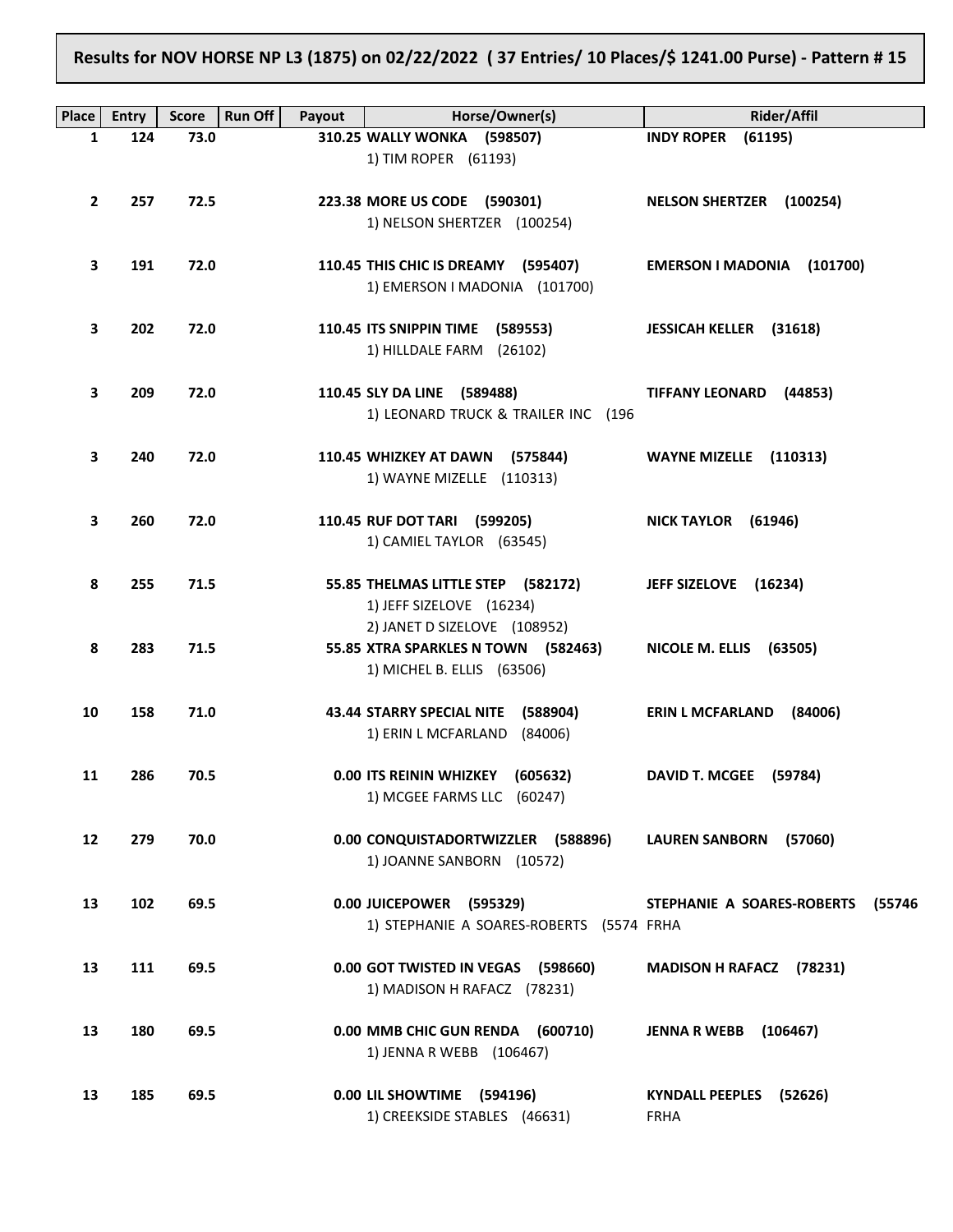**Results for NOV HORSE NP L3 (1875) on 02/22/2022 ( 37 Entries/ 10 Places/$ 1241.00 Purse) - Pattern # 15**

| Place | Entry | Score | Run Off | Payout | Horse/Owner(s) | Rider/Affil |
|---|---|---|---|---|---|---|
| 1 | 124 | 73.0 | | 310.25 | **WALLY WONKA (598507)**<br>1) TIM ROPER (61193) | **INDY ROPER (61195)** |
| 2 | 257 | 72.5 | | 223.38 | **MORE US CODE (590301)**<br>1) NELSON SHERTZER (100254) | **NELSON SHERTZER (100254)** |
| 3 | 191 | 72.0 | | 110.45 | **THIS CHIC IS DREAMY (595407)**<br>1) EMERSON I MADONIA (101700) | **EMERSON I MADONIA (101700)** |
| 3 | 202 | 72.0 | | 110.45 | **ITS SNIPPIN TIME (589553)**<br>1) HILLDALE FARM (26102) | **JESSICAH KELLER (31618)** |
| 3 | 209 | 72.0 | | 110.45 | **SLY DA LINE (589488)**<br>1) LEONARD TRUCK & TRAILER INC (196 | **TIFFANY LEONARD (44853)** |
| 3 | 240 | 72.0 | | 110.45 | **WHIZKEY AT DAWN (575844)**<br>1) WAYNE MIZELLE (110313) | **WAYNE MIZELLE (110313)** |
| 3 | 260 | 72.0 | | 110.45 | **RUF DOT TARI (599205)**<br>1) CAMIEL TAYLOR (63545) | **NICK TAYLOR (61946)** |
| 8 | 255 | 71.5 | | 55.85 | **THELMAS LITTLE STEP (582172)**<br>1) JEFF SIZELOVE (16234)<br>2) JANET D SIZELOVE (108952) | **JEFF SIZELOVE (16234)** |
| 8 | 283 | 71.5 | | 55.85 | **XTRA SPARKLES N TOWN (582463)**<br>1) MICHEL B. ELLIS (63506) | **NICOLE M. ELLIS (63505)** |
| 10 | 158 | 71.0 | | 43.44 | **STARRY SPECIAL NITE (588904)**<br>1) ERIN L MCFARLAND (84006) | **ERIN L MCFARLAND (84006)** |
| 11 | 286 | 70.5 | | 0.00 | **ITS REININ WHIZKEY (605632)**<br>1) MCGEE FARMS LLC (60247) | **DAVID T. MCGEE (59784)** |
| 12 | 279 | 70.0 | | 0.00 | **CONQUISTADORTWIZZLER (588896)**<br>1) JOANNE SANBORN (10572) | **LAUREN SANBORN (57060)** |
| 13 | 102 | 69.5 | | 0.00 | **JUICEPOWER (595329)**<br>1) STEPHANIE A SOARES-ROBERTS (5574 | **STEPHANIE A SOARES-ROBERTS (55746**<br>FRHA |
| 13 | 111 | 69.5 | | 0.00 | **GOT TWISTED IN VEGAS (598660)**<br>1) MADISON H RAFACZ (78231) | **MADISON H RAFACZ (78231)** |
| 13 | 180 | 69.5 | | 0.00 | **MMB CHIC GUN RENDA (600710)**<br>1) JENNA R WEBB (106467) | **JENNA R WEBB (106467)** |
| 13 | 185 | 69.5 | | 0.00 | **LIL SHOWTIME (594196)**<br>1) CREEKSIDE STABLES (46631) | **KYNDALL PEEPLES (52626)**<br>FRHA |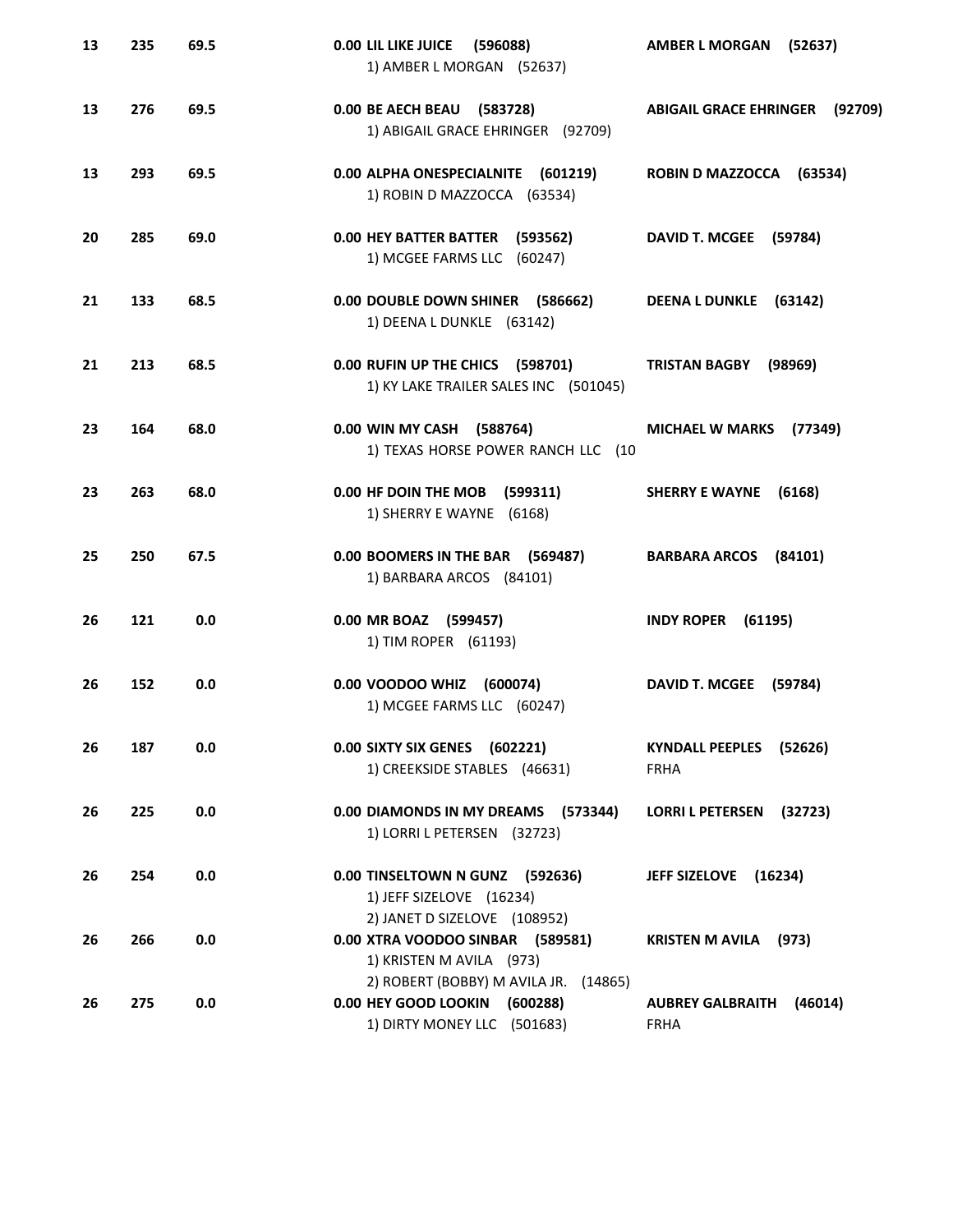| | | | | | |
|---|---|---|---|---|---|
| 13 | 235 | 69.5 | 0.00 | **LIL LIKE JUICE (596088)**<br>1) AMBER L MORGAN (52637) | **AMBER L MORGAN (52637)** |
| 13 | 276 | 69.5 | 0.00 | **BE AECH BEAU (583728)**<br>1) ABIGAIL GRACE EHRINGER (92709) | **ABIGAIL GRACE EHRINGER (92709)** |
| 13 | 293 | 69.5 | 0.00 | **ALPHA ONESPECIALNITE (601219)**<br>1) ROBIN D MAZZOCCA (63534) | **ROBIN D MAZZOCCA (63534)** |
| 20 | 285 | 69.0 | 0.00 | **HEY BATTER BATTER (593562)**<br>1) MCGEE FARMS LLC (60247) | **DAVID T. MCGEE (59784)** |
| 21 | 133 | 68.5 | 0.00 | **DOUBLE DOWN SHINER (586662)**<br>1) DEENA L DUNKLE (63142) | **DEENA L DUNKLE (63142)** |
| 21 | 213 | 68.5 | 0.00 | **RUFIN UP THE CHICS (598701)**<br>1) KY LAKE TRAILER SALES INC (501045) | **TRISTAN BAGBY (98969)** |
| 23 | 164 | 68.0 | 0.00 | **WIN MY CASH (588764)**<br>1) TEXAS HORSE POWER RANCH LLC (10 | **MICHAEL W MARKS (77349)** |
| 23 | 263 | 68.0 | 0.00 | **HF DOIN THE MOB (599311)**<br>1) SHERRY E WAYNE (6168) | **SHERRY E WAYNE (6168)** |
| 25 | 250 | 67.5 | 0.00 | **BOOMERS IN THE BAR (569487)**<br>1) BARBARA ARCOS (84101) | **BARBARA ARCOS (84101)** |
| 26 | 121 | 0.0 | 0.00 | **MR BOAZ (599457)**<br>1) TIM ROPER (61193) | **INDY ROPER (61195)** |
| 26 | 152 | 0.0 | 0.00 | **VOODOO WHIZ (600074)**<br>1) MCGEE FARMS LLC (60247) | **DAVID T. MCGEE (59784)** |
| 26 | 187 | 0.0 | 0.00 | **SIXTY SIX GENES (602221)**<br>1) CREEKSIDE STABLES (46631) | **KYNDALL PEEPLES (52626)**<br>FRHA |
| 26 | 225 | 0.0 | 0.00 | **DIAMONDS IN MY DREAMS (573344)**<br>1) LORRI L PETERSEN (32723) | **LORRI L PETERSEN (32723)** |
| 26 | 254 | 0.0 | 0.00 | **TINSELTOWN N GUNZ (592636)**<br>1) JEFF SIZELOVE (16234)<br>2) JANET D SIZELOVE (108952) | **JEFF SIZELOVE (16234)** |
| 26 | 266 | 0.0 | 0.00 | **XTRA VOODOO SINBAR (589581)**<br>1) KRISTEN M AVILA (973)<br>2) ROBERT (BOBBY) M AVILA JR. (14865) | **KRISTEN M AVILA (973)** |
| 26 | 275 | 0.0 | 0.00 | **HEY GOOD LOOKIN (600288)**<br>1) DIRTY MONEY LLC (501683) | **AUBREY GALBRAITH (46014)**<br>FRHA |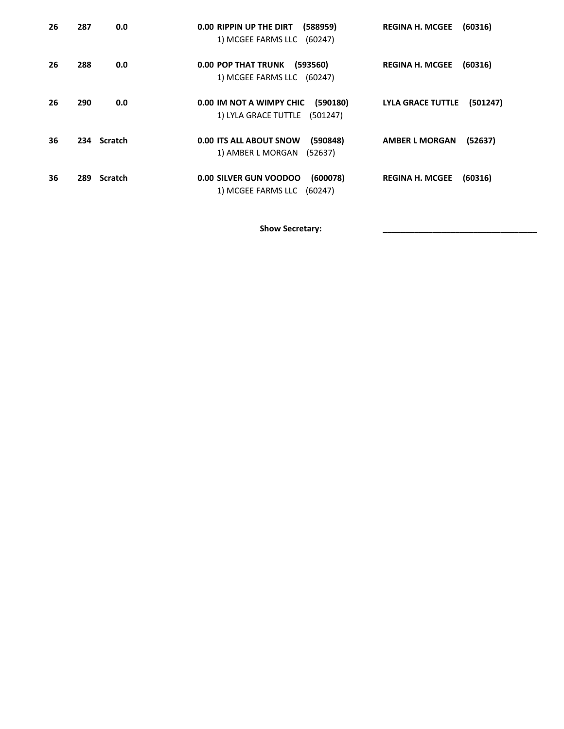| | | | | |
|---|---|---|---|---|
| **26** | **287** | **0.0** | **0.00 RIPPIN UP THE DIRT (588959)**<br>1) MCGEE FARMS LLC (60247) | **REGINA H. MCGEE (60316)** |
| **26** | **288** | **0.0** | **0.00 POP THAT TRUNK (593560)**<br>1) MCGEE FARMS LLC (60247) | **REGINA H. MCGEE (60316)** |
| **26** | **290** | **0.0** | **0.00 IM NOT A WIMPY CHIC (590180)**<br>1) LYLA GRACE TUTTLE (501247) | **LYLA GRACE TUTTLE (501247)** |
| **36** | **234** | **Scratch** | **0.00 ITS ALL ABOUT SNOW (590848)**<br>1) AMBER L MORGAN (52637) | **AMBER L MORGAN (52637)** |
| **36** | **289** | **Scratch** | **0.00 SILVER GUN VOODOO (600078)**<br>1) MCGEE FARMS LLC (60247) | **REGINA H. MCGEE (60316)** |

**Show Secretary:** ___________________________________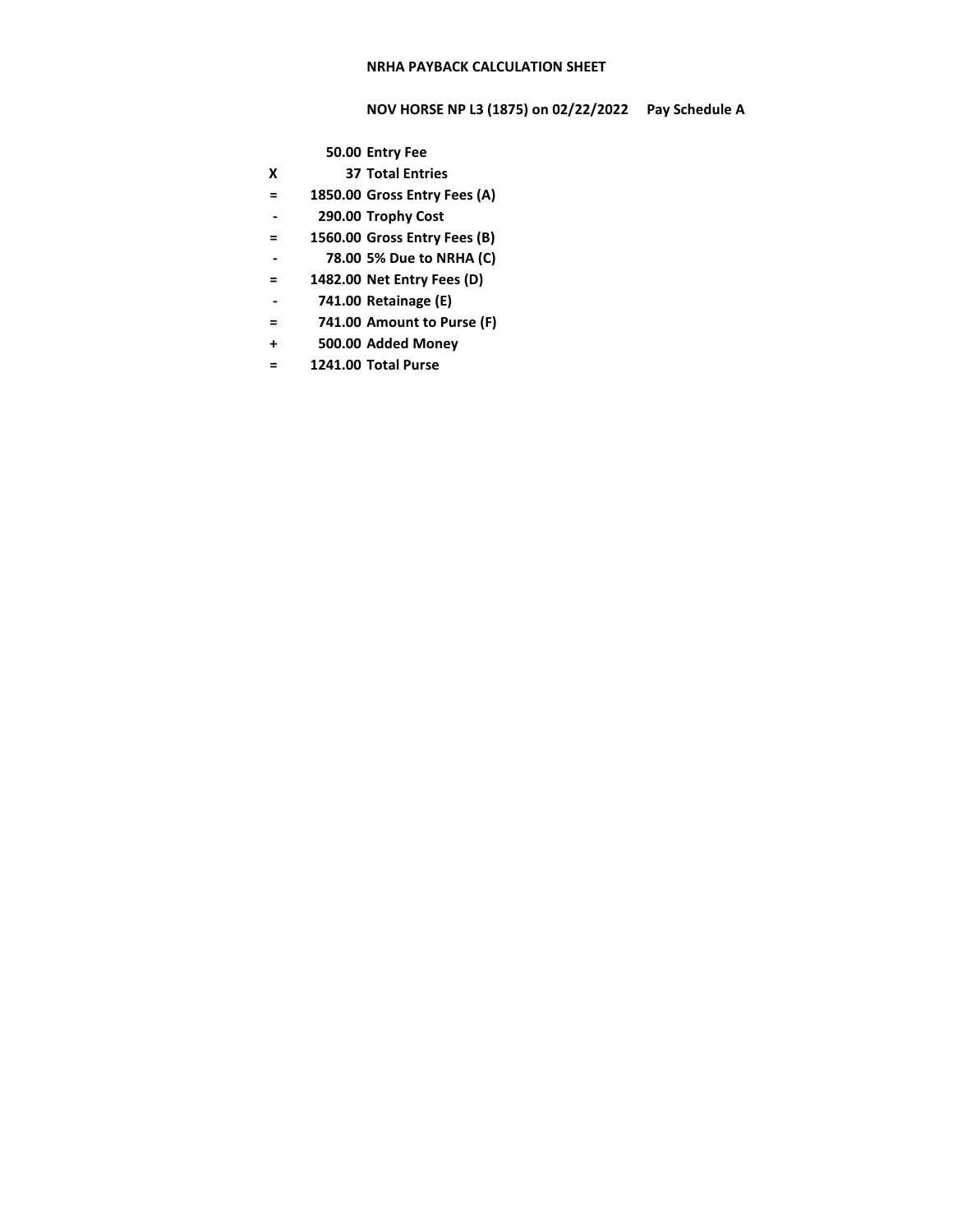**NRHA PAYBACK CALCULATION SHEET**

**NOV HORSE NP L3 (1875) on 02/22/2022 Pay Schedule A**

| | | |
|---|---|---|
| | 50.00 | Entry Fee |
| X | 37 | Total Entries |
| = | 1850.00 | Gross Entry Fees (A) |
| - | 290.00 | Trophy Cost |
| = | 1560.00 | Gross Entry Fees (B) |
| - | 78.00 | 5% Due to NRHA (C) |
| = | 1482.00 | Net Entry Fees (D) |
| - | 741.00 | Retainage (E) |
| = | 741.00 | Amount to Purse (F) |
| + | 500.00 | Added Money |
| = | 1241.00 | Total Purse |